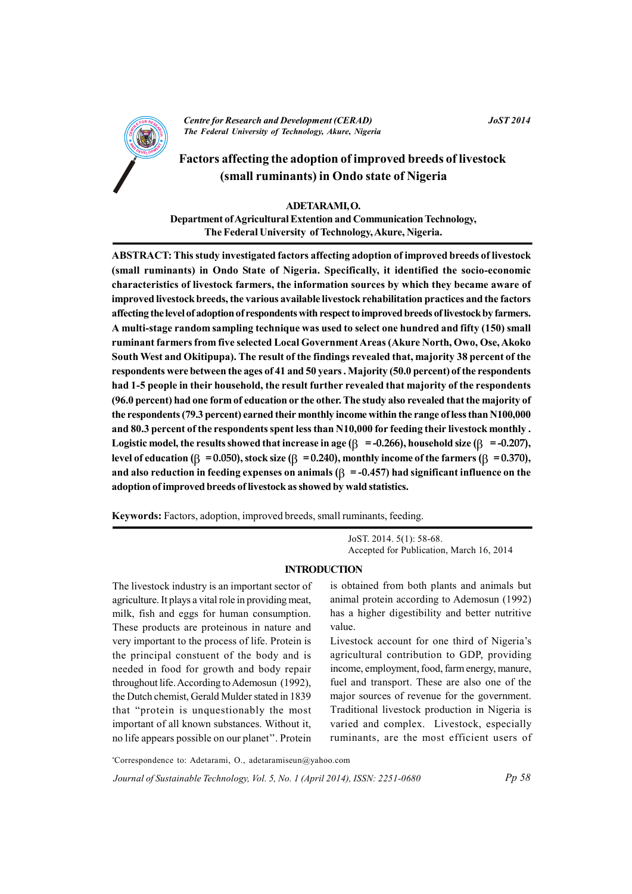# Factors affecting the adoption of improved breeds of livestock (small ruminants) in Ondo state of Nigeria

**ADETARAMI, O.**

**Department of Agricultural Extention and Communication Technology, The Federal University of Technology, Akure, Nigeria.**

**ABSTRACT: This study investigated factors affecting adoption of improved breeds of livestock (small ruminants) in Ondo State of Nigeria. Specifically, it identified the socio-economic characteristics of livestock farmers, the information sources by which they became aware of improved livestock breeds, the various available livestock rehabilitation practices and the factors affecting the level of adoption of respondents with respect to improved breeds of livestock by farmers. A multi-stage random sampling technique was used to select one hundred and fifty (150) small ruminant farmers from five selected Local Government Areas (Akure North, Owo, Ose, Akoko South West and Okitipupa). The result of the findings revealed that, majority 38 percent of the respondents were between the ages of 41 and 50 years. Majority (50.0 percent) of the respondents had 1-5 people in their household, the result further revealed that majority of the respondents (96.0 percent) had one form of education or the other. The study also revealed that the majority of the respondents (79.3 percent) earned their monthly income within the range of less than N100,000 and 80.3 percent of the respondents spent less than N10,000 for feeding their livestock monthly. Logistic model, the results showed that increase in age ($\beta$ = -0.266), household size ($\beta$ = -0.207), level of education ($\beta$ = 0.050), stock size ($\beta$ = 0.240), monthly income of the farmers ($\beta$ = 0.370), and also reduction in feeding expenses on animals ($\beta$ = -0.457) had significant influence on the adoption of improved breeds of livestock as showed by wald statistics.**

**Keywords:** Factors, adoption, improved breeds, small ruminants, feeding.

JoST. 2014. 5(1): 58-68.
Accepted for Publication, March 16, 2014

## INTRODUCTION

The livestock industry is an important sector of agriculture. It plays a vital role in providing meat, milk, fish and eggs for human consumption. These products are proteinous in nature and very important to the process of life. Protein is the principal constuent of the body and is needed in food for growth and body repair throughout life. According to Ademosun (1992), the Dutch chemist, Gerald Mulder stated in 1839 that "protein is unquestionably the most important of all known substances. Without it, no life appears possible on our planet". Protein is obtained from both plants and animals but animal protein according to Ademosun (1992) has a higher digestibility and better nutritive value.

Livestock account for one third of Nigeria's agricultural contribution to GDP, providing income, employment, food, farm energy, manure, fuel and transport. These are also one of the major sources of revenue for the government. Traditional livestock production in Nigeria is varied and complex. Livestock, especially ruminants, are the most efficient users of

*Correspondence to: Adetarami, O., adetaramiseun@yahoo.com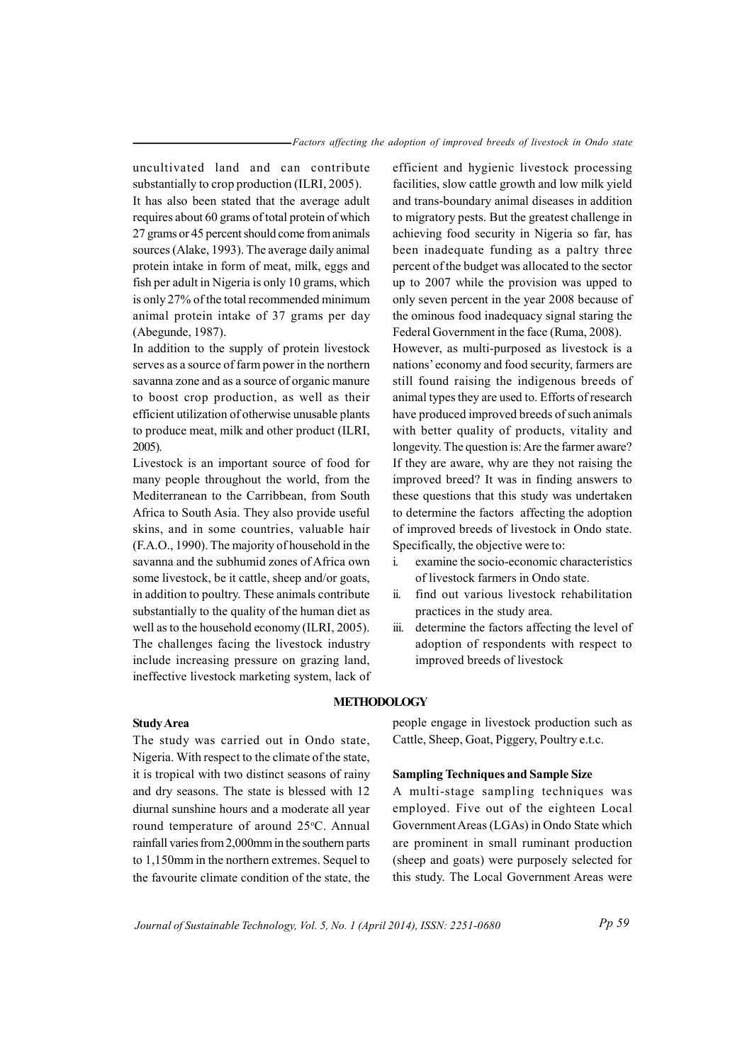uncultivated land and can contribute substantially to crop production (ILRI, 2005).

It has also been stated that the average adult requires about 60 grams of total protein of which 27 grams or 45 percent should come from animals sources (Alake, 1993). The average daily animal protein intake in form of meat, milk, eggs and fish per adult in Nigeria is only 10 grams, which is only 27% of the total recommended minimum animal protein intake of 37 grams per day (Abegunde, 1987).

In addition to the supply of protein livestock serves as a source of farm power in the northern savanna zone and as a source of organic manure to boost crop production, as well as their efficient utilization of otherwise unusable plants to produce meat, milk and other product (ILRI, 2005).

Livestock is an important source of food for many people throughout the world, from the Mediterranean to the Carribbean, from South Africa to South Asia. They also provide useful skins, and in some countries, valuable hair (F.A.O., 1990). The majority of household in the savanna and the subhumid zones of Africa own some livestock, be it cattle, sheep and/or goats, in addition to poultry. These animals contribute substantially to the quality of the human diet as well as to the household economy (ILRI, 2005).

The challenges facing the livestock industry include increasing pressure on grazing land, ineffective livestock marketing system, lack of efficient and hygienic livestock processing facilities, slow cattle growth and low milk yield and trans-boundary animal diseases in addition to migratory pests. But the greatest challenge in achieving food security in Nigeria so far, has been inadequate funding as a paltry three percent of the budget was allocated to the sector up to 2007 while the provision was upped to only seven percent in the year 2008 because of the ominous food inadequacy signal staring the Federal Government in the face (Ruma, 2008).

However, as multi-purposed as livestock is a nations' economy and food security, farmers are still found raising the indigenous breeds of animal types they are used to. Efforts of research have produced improved breeds of such animals with better quality of products, vitality and longevity. The question is: Are the farmer aware? If they are aware, why are they not raising the improved breed? It was in finding answers to these questions that this study was undertaken to determine the factors affecting the adoption of improved breeds of livestock in Ondo state. Specifically, the objective were to:

i. examine the socio-economic characteristics of livestock farmers in Ondo state.
ii. find out various livestock rehabilitation practices in the study area.
iii. determine the factors affecting the level of adoption of respondents with respect to improved breeds of livestock

## METHODOLOGY

### Study Area

The study was carried out in Ondo state, Nigeria. With respect to the climate of the state, it is tropical with two distinct seasons of rainy and dry seasons. The state is blessed with 12 diurnal sunshine hours and a moderate all year round temperature of around 25°C. Annual rainfall varies from 2,000mm in the southern parts to 1,150mm in the northern extremes. Sequel to the favourite climate condition of the state, the people engage in livestock production such as Cattle, Sheep, Goat, Piggery, Poultry e.t.c.

### Sampling Techniques and Sample Size

A multi-stage sampling techniques was employed. Five out of the eighteen Local Government Areas (LGAs) in Ondo State which are prominent in small ruminant production (sheep and goats) were purposely selected for this study. The Local Government Areas were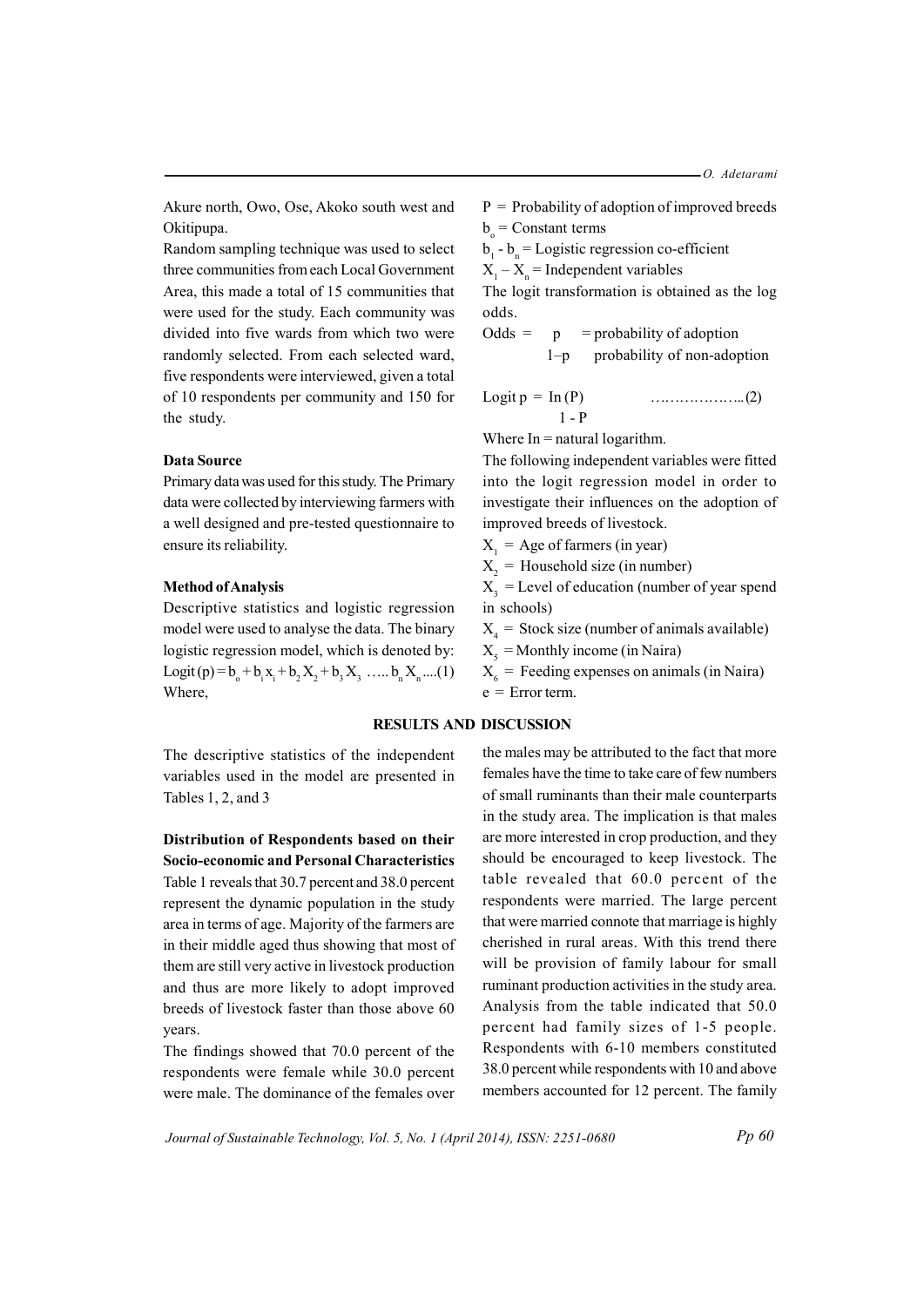Akure north, Owo, Ose, Akoko south west and Okitipupa.

Random sampling technique was used to select three communities from each Local Government Area, this made a total of 15 communities that were used for the study. Each community was divided into five wards from which two were randomly selected. From each selected ward, five respondents were interviewed, given a total of 10 respondents per community and 150 for the study.

**Data Source**

Primary data was used for this study. The Primary data were collected by interviewing farmers with a well designed and pre-tested questionnaire to ensure its reliability.

**Method of Analysis**

Descriptive statistics and logistic regression model were used to analyse the data. The binary logistic regression model, which is denoted by:

$$\text{Logit}(p) = b_o + b_1x_1 + b_2X_2 + b_3X_3 \; \ldots\ldots \; b_nX_n \ldots\ldots(1)$$

Where,

$P$ = Probability of adoption of improved breeds

$b_o$ = Constant terms

$b_1 - b_n$ = Logistic regression co-efficient

$X_1 - X_n$ = Independent variables

The logit transformation is obtained as the log odds.

$$\text{Odds} = \frac{p}{1-p} = \frac{\text{probability of adoption}}{\text{probability of non-adoption}}$$

$$\text{Logit } p = \text{In}\frac{(P)}{1-P} \quad \ldots\ldots\ldots\ldots\ldots\ldots(2)$$

Where In = natural logarithm.

The following independent variables were fitted into the logit regression model in order to investigate their influences on the adoption of improved breeds of livestock.

$X_1$ = Age of farmers (in year)

$X_2$ = Household size (in number)

$X_3$ = Level of education (number of year spend in schools)

$X_4$ = Stock size (number of animals available)

$X_5$ = Monthly income (in Naira)

$X_6$ = Feeding expenses on animals (in Naira)

$e$ = Error term.

## RESULTS AND DISCUSSION

The descriptive statistics of the independent variables used in the model are presented in Tables 1, 2, and 3

**Distribution of Respondents based on their Socio-economic and Personal Characteristics**

Table 1 reveals that 30.7 percent and 38.0 percent represent the dynamic population in the study area in terms of age. Majority of the farmers are in their middle aged thus showing that most of them are still very active in livestock production and thus are more likely to adopt improved breeds of livestock faster than those above 60 years.

The findings showed that 70.0 percent of the respondents were female while 30.0 percent were male. The dominance of the females over the males may be attributed to the fact that more females have the time to take care of few numbers of small ruminants than their male counterparts in the study area. The implication is that males are more interested in crop production, and they should be encouraged to keep livestock. The table revealed that 60.0 percent of the respondents were married. The large percent that were married connote that marriage is highly cherished in rural areas. With this trend there will be provision of family labour for small ruminant production activities in the study area. Analysis from the table indicated that 50.0 percent had family sizes of 1-5 people. Respondents with 6-10 members constituted 38.0 percent while respondents with 10 and above members accounted for 12 percent. The family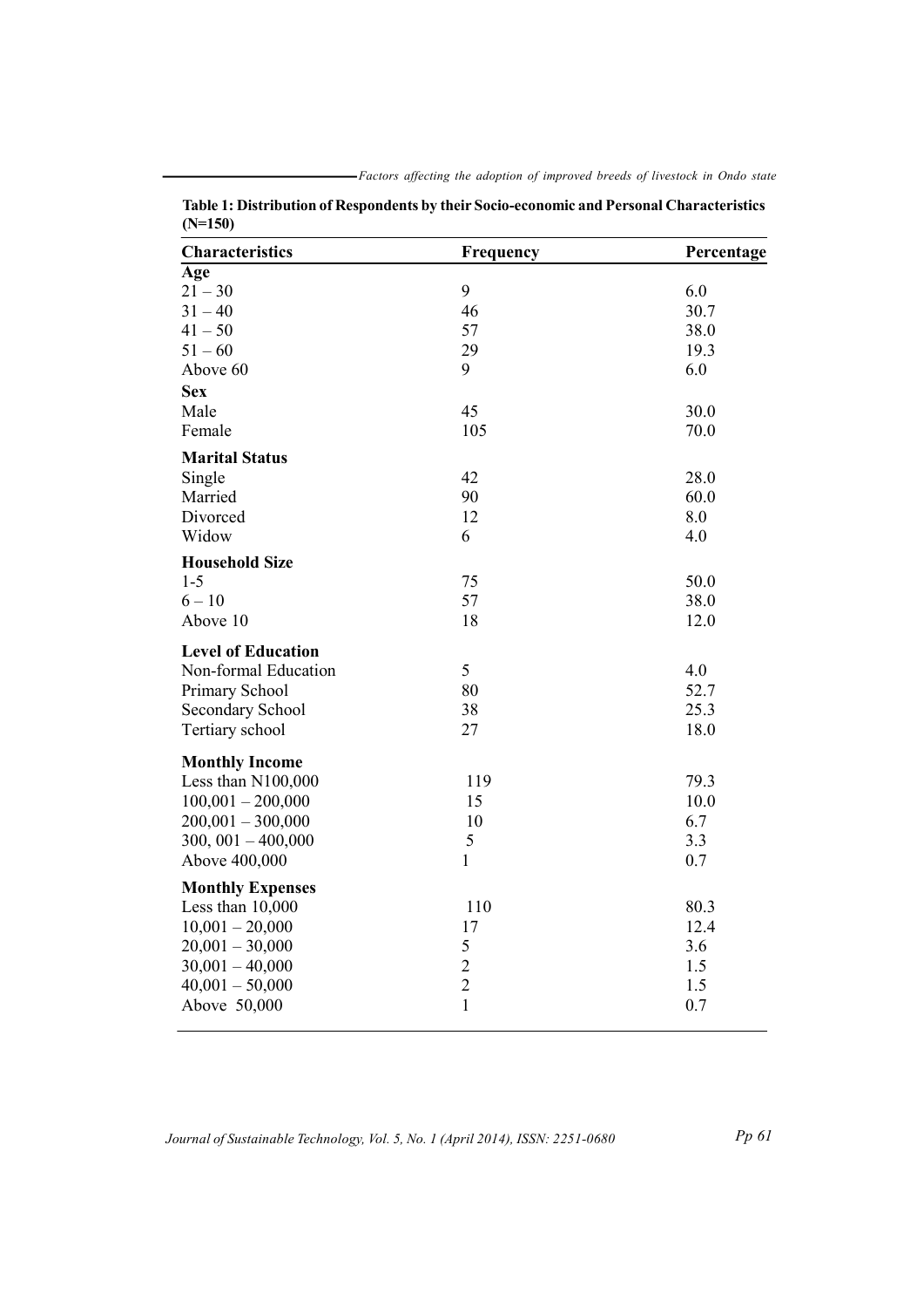**Table 1: Distribution of Respondents by their Socio-economic and Personal Characteristics (N=150)**

| Characteristics | Frequency | Percentage |
|---|---|---|
| **Age** | | |
| 21 – 30 | 9 | 6.0 |
| 31 – 40 | 46 | 30.7 |
| 41 – 50 | 57 | 38.0 |
| 51 – 60 | 29 | 19.3 |
| Above 60 | 9 | 6.0 |
| **Sex** | | |
| Male | 45 | 30.0 |
| Female | 105 | 70.0 |
| **Marital Status** | | |
| Single | 42 | 28.0 |
| Married | 90 | 60.0 |
| Divorced | 12 | 8.0 |
| Widow | 6 | 4.0 |
| **Household Size** | | |
| 1-5 | 75 | 50.0 |
| 6 – 10 | 57 | 38.0 |
| Above 10 | 18 | 12.0 |
| **Level of Education** | | |
| Non-formal Education | 5 | 4.0 |
| Primary School | 80 | 52.7 |
| Secondary School | 38 | 25.3 |
| Tertiary school | 27 | 18.0 |
| **Monthly Income** | | |
| Less than N100,000 | 119 | 79.3 |
| 100,001 – 200,000 | 15 | 10.0 |
| 200,001 – 300,000 | 10 | 6.7 |
| 300, 001 – 400,000 | 5 | 3.3 |
| Above 400,000 | 1 | 0.7 |
| **Monthly Expenses** | | |
| Less than 10,000 | 110 | 80.3 |
| 10,001 – 20,000 | 17 | 12.4 |
| 20,001 – 30,000 | 5 | 3.6 |
| 30,001 – 40,000 | 2 | 1.5 |
| 40,001 – 50,000 | 2 | 1.5 |
| Above 50,000 | 1 | 0.7 |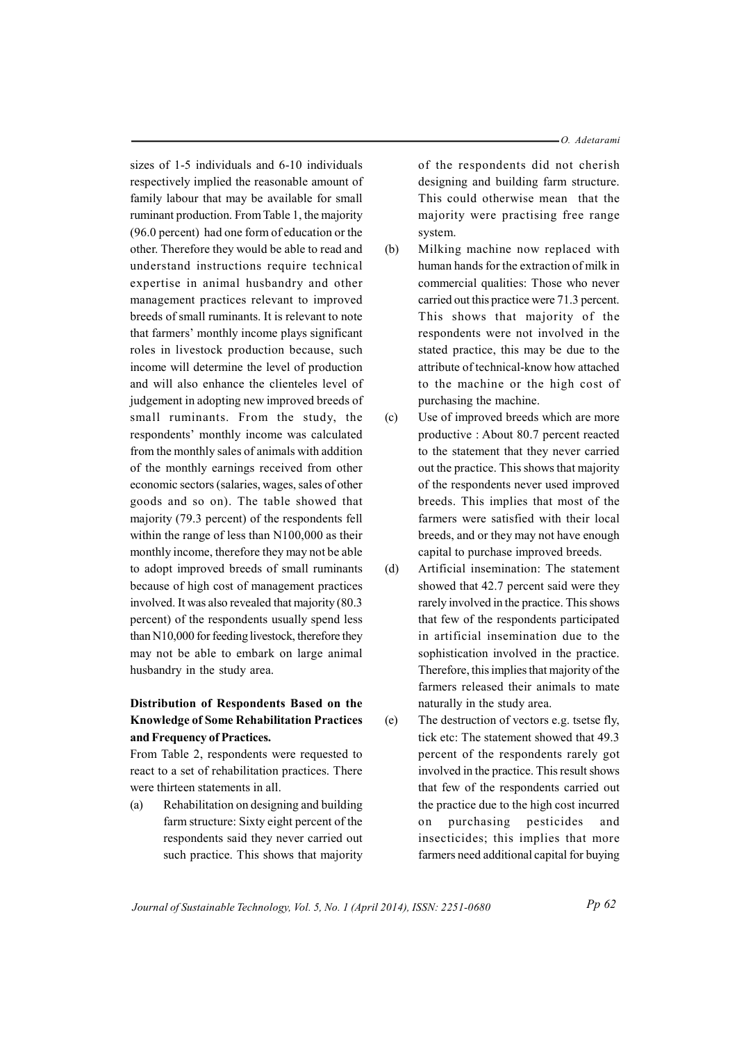sizes of 1-5 individuals and 6-10 individuals respectively implied the reasonable amount of family labour that may be available for small ruminant production. From Table 1, the majority (96.0 percent) had one form of education or the other. Therefore they would be able to read and understand instructions require technical expertise in animal husbandry and other management practices relevant to improved breeds of small ruminants. It is relevant to note that farmers' monthly income plays significant roles in livestock production because, such income will determine the level of production and will also enhance the clienteles level of judgement in adopting new improved breeds of small ruminants. From the study, the respondents' monthly income was calculated from the monthly sales of animals with addition of the monthly earnings received from other economic sectors (salaries, wages, sales of other goods and so on). The table showed that majority (79.3 percent) of the respondents fell within the range of less than N100,000 as their monthly income, therefore they may not be able to adopt improved breeds of small ruminants because of high cost of management practices involved. It was also revealed that majority (80.3 percent) of the respondents usually spend less than N10,000 for feeding livestock, therefore they may not be able to embark on large animal husbandry in the study area.

## Distribution of Respondents Based on the Knowledge of Some Rehabilitation Practices and Frequency of Practices.

From Table 2, respondents were requested to react to a set of rehabilitation practices. There were thirteen statements in all.

(a) Rehabilitation on designing and building farm structure: Sixty eight percent of the respondents said they never carried out such practice. This shows that majority of the respondents did not cherish designing and building farm structure. This could otherwise mean that the majority were practising free range system.

(b) Milking machine now replaced with human hands for the extraction of milk in commercial qualities: Those who never carried out this practice were 71.3 percent. This shows that majority of the respondents were not involved in the stated practice, this may be due to the attribute of technical-know how attached to the machine or the high cost of purchasing the machine.

(c) Use of improved breeds which are more productive : About 80.7 percent reacted to the statement that they never carried out the practice. This shows that majority of the respondents never used improved breeds. This implies that most of the farmers were satisfied with their local breeds, and or they may not have enough capital to purchase improved breeds.

(d) Artificial insemination: The statement showed that 42.7 percent said were they rarely involved in the practice. This shows that few of the respondents participated in artificial insemination due to the sophistication involved in the practice. Therefore, this implies that majority of the farmers released their animals to mate naturally in the study area.

(e) The destruction of vectors e.g. tsetse fly, tick etc: The statement showed that 49.3 percent of the respondents rarely got involved in the practice. This result shows that few of the respondents carried out the practice due to the high cost incurred on purchasing pesticides and insecticides; this implies that more farmers need additional capital for buying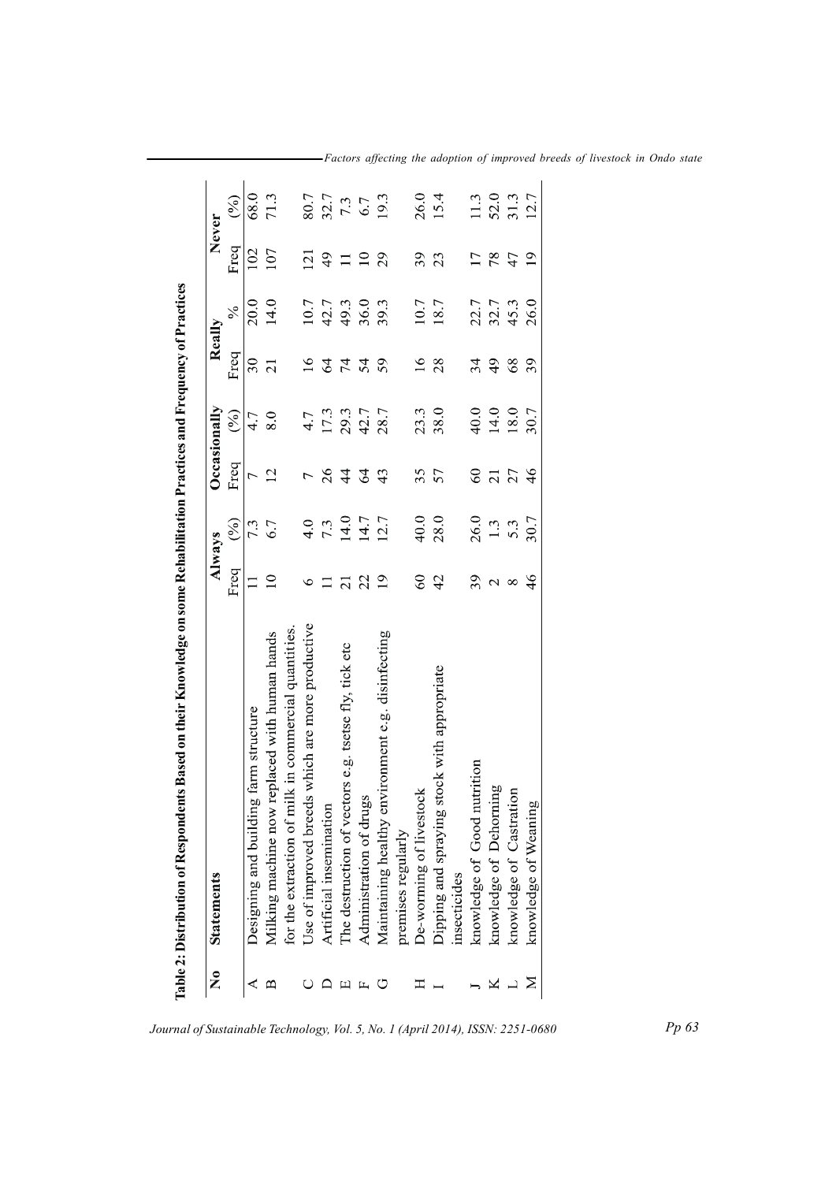**Table 2: Distribution of Respondents Based on their Knowledge on some Rehabilitation Practices and Frequency of Practices**

| No | Statements | Always | | Occasionally | | Really | | Never | |
|---|---|---|---|---|---|---|---|---|---|
| | | Freq | (%) | Freq | (%) | Freq | % | Freq | (%) |
| A | Designing and building farm structure | 11 | 7.3 | 7 | 4.7 | 30 | 20.0 | 102 | 68.0 |
| B | Milking machine now replaced with human hands for the extraction of milk in commercial quantities. | 10 | 6.7 | 12 | 8.0 | 21 | 14.0 | 107 | 71.3 |
| C | Use of improved breeds which are more productive | 6 | 4.0 | 7 | 4.7 | 16 | 10.7 | 121 | 80.7 |
| D | Artificial insemination | 11 | 7.3 | 26 | 17.3 | 64 | 42.7 | 49 | 32.7 |
| E | The destruction of vectors e.g. tsetse fly, tick etc | 21 | 14.0 | 44 | 29.3 | 74 | 49.3 | 11 | 7.3 |
| F | Administration of drugs | 22 | 14.7 | 64 | 42.7 | 54 | 36.0 | 10 | 6.7 |
| G | Maintaining healthy environment e.g. disinfecting premises regularly | 19 | 12.7 | 43 | 28.7 | 59 | 39.3 | 29 | 19.3 |
| H | De-worming of livestock | 60 | 40.0 | 35 | 23.3 | 16 | 10.7 | 39 | 26.0 |
| I | Dipping and spraying stock with appropriate insecticides | 42 | 28.0 | 57 | 38.0 | 28 | 18.7 | 23 | 15.4 |
| J | knowledge of Good nutrition | 39 | 26.0 | 60 | 40.0 | 34 | 22.7 | 17 | 11.3 |
| K | knowledge of Dehorning | 2 | 1.3 | 21 | 14.0 | 49 | 32.7 | 78 | 52.0 |
| L | knowledge of Castration | 8 | 5.3 | 27 | 18.0 | 68 | 45.3 | 47 | 31.3 |
| M | knowledge of Weaning | 46 | 30.7 | 46 | 30.7 | 39 | 26.0 | 19 | 12.7 |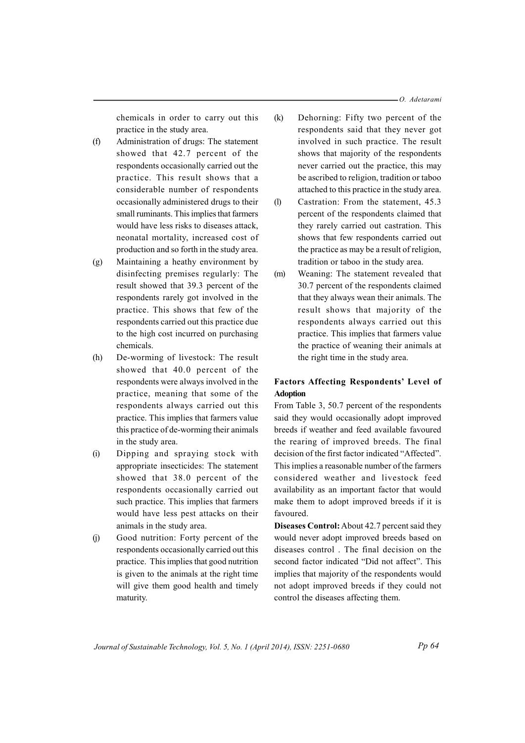chemicals in order to carry out this practice in the study area.

(f) Administration of drugs: The statement showed that 42.7 percent of the respondents occasionally carried out the practice. This result shows that a considerable number of respondents occasionally administered drugs to their small ruminants. This implies that farmers would have less risks to diseases attack, neonatal mortality, increased cost of production and so forth in the study area.

(g) Maintaining a heathy environment by disinfecting premises regularly: The result showed that 39.3 percent of the respondents rarely got involved in the practice. This shows that few of the respondents carried out this practice due to the high cost incurred on purchasing chemicals.

(h) De-worming of livestock: The result showed that 40.0 percent of the respondents were always involved in the practice, meaning that some of the respondents always carried out this practice. This implies that farmers value this practice of de-worming their animals in the study area.

(i) Dipping and spraying stock with appropriate insecticides: The statement showed that 38.0 percent of the respondents occasionally carried out such practice. This implies that farmers would have less pest attacks on their animals in the study area.

(j) Good nutrition: Forty percent of the respondents occasionally carried out this practice. This implies that good nutrition is given to the animals at the right time will give them good health and timely maturity.

(k) Dehorning: Fifty two percent of the respondents said that they never got involved in such practice. The result shows that majority of the respondents never carried out the practice, this may be ascribed to religion, tradition or taboo attached to this practice in the study area.

(l) Castration: From the statement, 45.3 percent of the respondents claimed that they rarely carried out castration. This shows that few respondents carried out the practice as may be a result of religion, tradition or taboo in the study area.

(m) Weaning: The statement revealed that 30.7 percent of the respondents claimed that they always wean their animals. The result shows that majority of the respondents always carried out this practice. This implies that farmers value the practice of weaning their animals at the right time in the study area.

### Factors Affecting Respondents' Level of Adoption

From Table 3, 50.7 percent of the respondents said they would occasionally adopt improved breeds if weather and feed available favoured the rearing of improved breeds. The final decision of the first factor indicated "Affected". This implies a reasonable number of the farmers considered weather and livestock feed availability as an important factor that would make them to adopt improved breeds if it is favoured.

**Diseases Control:** About 42.7 percent said they would never adopt improved breeds based on diseases control . The final decision on the second factor indicated "Did not affect". This implies that majority of the respondents would not adopt improved breeds if they could not control the diseases affecting them.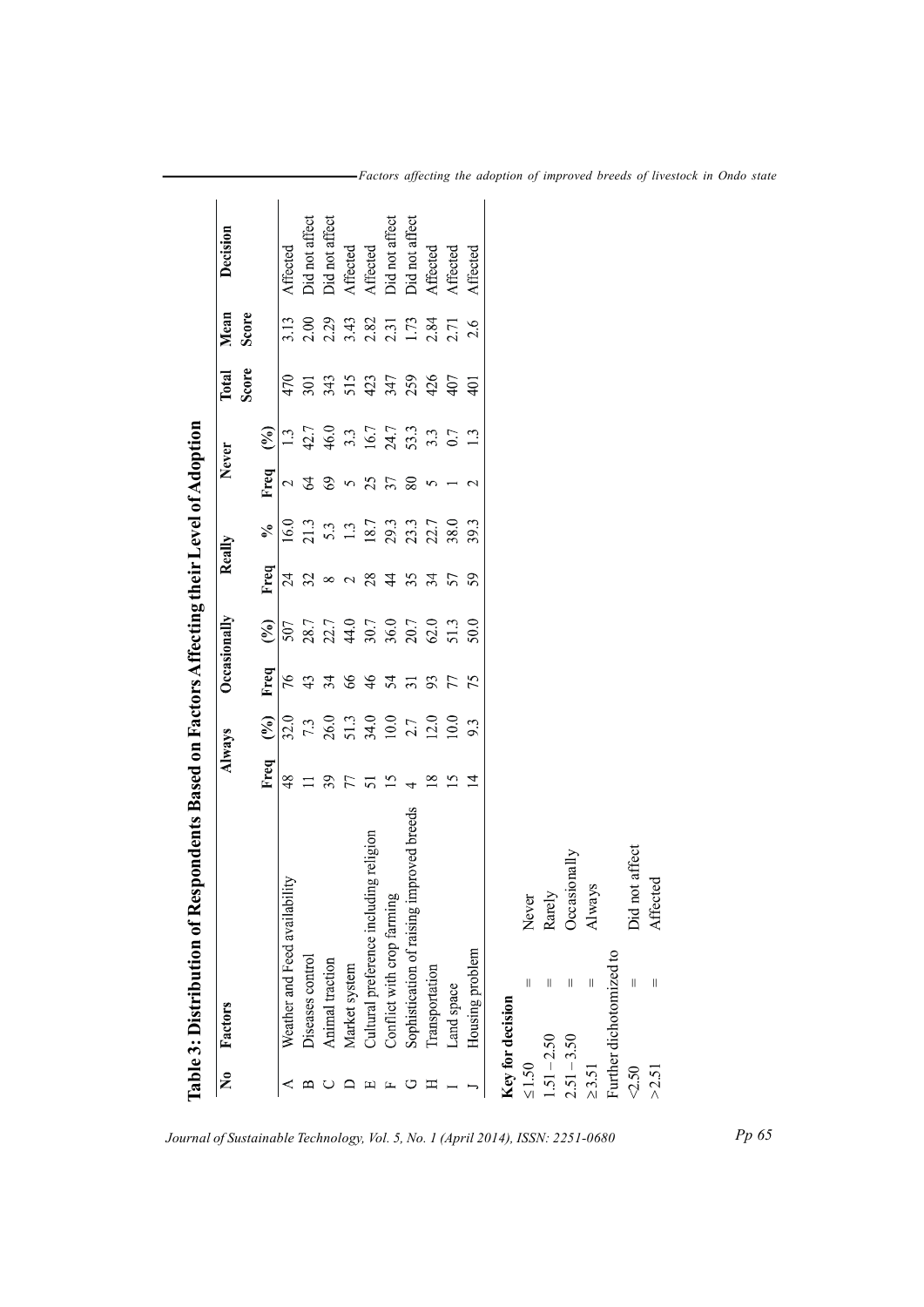# Table 3: Distribution of Respondents Based on Factors Affecting their Level of Adoption

| No | Factors | Always | | Occasionally | | Really | | Never | | Total Score | Mean Score | Decision |
|---|---|---|---|---|---|---|---|---|---|---|---|---|
| | | Freq | (%) | Freq | (%) | Freq | % | Freq | (%) | | | |
| A | Weather and Feed availability | 48 | 32.0 | 76 | 507 | 24 | 16.0 | 2 | 1.3 | 470 | 3.13 | Affected |
| B | Diseases control | 11 | 7.3 | 43 | 28.7 | 32 | 21.3 | 64 | 42.7 | 301 | 2.00 | Did not affect |
| C | Animal traction | 39 | 26.0 | 34 | 22.7 | 8 | 5.3 | 69 | 46.0 | 343 | 2.29 | Did not affect |
| D | Market system | 77 | 51.3 | 66 | 44.0 | 2 | 1.3 | 5 | 3.3 | 515 | 3.43 | Affected |
| E | Cultural preference including religion | 51 | 34.0 | 46 | 30.7 | 28 | 18.7 | 25 | 16.7 | 423 | 2.82 | Affected |
| F | Conflict with crop farming | 15 | 10.0 | 54 | 36.0 | 44 | 29.3 | 37 | 24.7 | 347 | 2.31 | Did not affect |
| G | Sophistication of raising improved breeds | 4 | 2.7 | 31 | 20.7 | 35 | 23.3 | 80 | 53.3 | 259 | 1.73 | Did not affect |
| H | Transportation | 18 | 12.0 | 93 | 62.0 | 34 | 22.7 | 5 | 3.3 | 426 | 2.84 | Affected |
| I | Land space | 15 | 10.0 | 77 | 51.3 | 57 | 38.0 | 1 | 0.7 | 407 | 2.71 | Affected |
| J | Housing problem | 14 | 9.3 | 75 | 50.0 | 59 | 39.3 | 2 | 1.3 | 401 | 2.6 | Affected |

**Key for decision**

| | | |
|---|---|---|
| ≤1.50 | = | Never |
| 1.51 – 2.50 | = | Rarely |
| 2.51 – 3.50 | = | Occasionally |
| ≥3.51 | = | Always |

Further dichotomized to

| | | |
|---|---|---|
| <2.50 | = | Did not affect |
| >2.51 | = | Affected |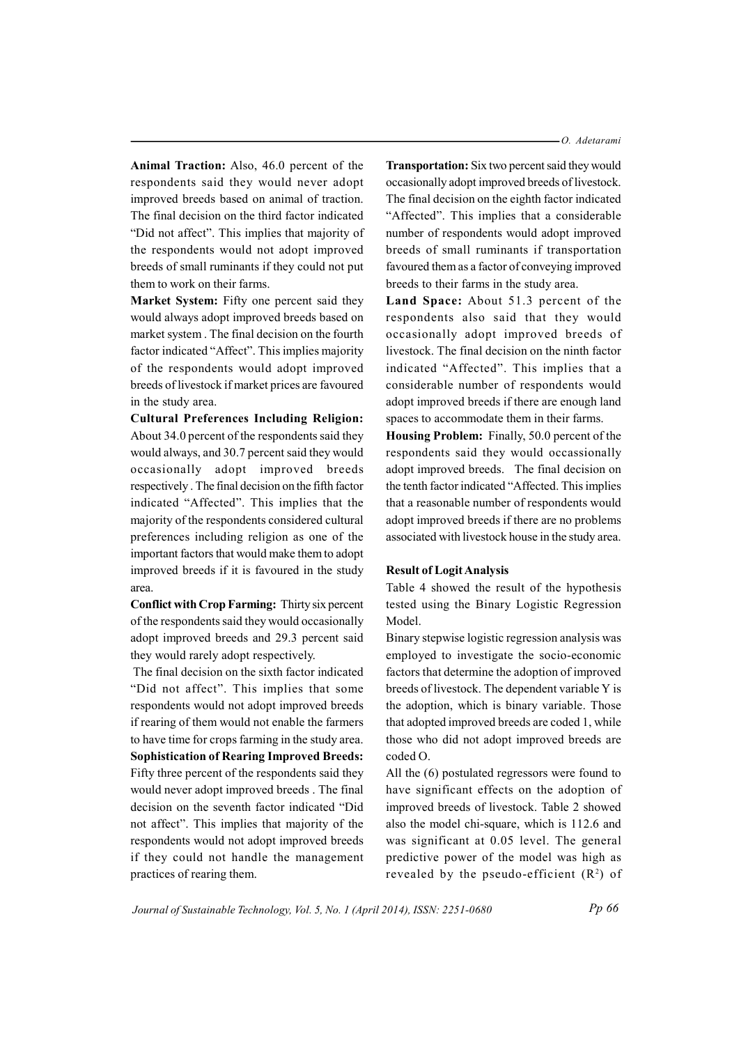**Animal Traction:** Also, 46.0 percent of the respondents said they would never adopt improved breeds based on animal of traction. The final decision on the third factor indicated "Did not affect". This implies that majority of the respondents would not adopt improved breeds of small ruminants if they could not put them to work on their farms.

**Market System:** Fifty one percent said they would always adopt improved breeds based on market system . The final decision on the fourth factor indicated "Affect". This implies majority of the respondents would adopt improved breeds of livestock if market prices are favoured in the study area.

**Cultural Preferences Including Religion:** About 34.0 percent of the respondents said they would always, and 30.7 percent said they would occasionally adopt improved breeds respectively . The final decision on the fifth factor indicated "Affected". This implies that the majority of the respondents considered cultural preferences including religion as one of the important factors that would make them to adopt improved breeds if it is favoured in the study area.

**Conflict with Crop Farming:** Thirty six percent of the respondents said they would occasionally adopt improved breeds and 29.3 percent said they would rarely adopt respectively.

The final decision on the sixth factor indicated "Did not affect". This implies that some respondents would not adopt improved breeds if rearing of them would not enable the farmers to have time for crops farming in the study area.

**Sophistication of Rearing Improved Breeds:** Fifty three percent of the respondents said they would never adopt improved breeds . The final decision on the seventh factor indicated "Did not affect". This implies that majority of the respondents would not adopt improved breeds if they could not handle the management practices of rearing them.

**Transportation:** Six two percent said they would occasionally adopt improved breeds of livestock. The final decision on the eighth factor indicated "Affected". This implies that a considerable number of respondents would adopt improved breeds of small ruminants if transportation favoured them as a factor of conveying improved breeds to their farms in the study area.

**Land Space:** About 51.3 percent of the respondents also said that they would occasionally adopt improved breeds of livestock. The final decision on the ninth factor indicated "Affected". This implies that a considerable number of respondents would adopt improved breeds if there are enough land spaces to accommodate them in their farms.

**Housing Problem:** Finally, 50.0 percent of the respondents said they would occassionally adopt improved breeds. The final decision on the tenth factor indicated "Affected. This implies that a reasonable number of respondents would adopt improved breeds if there are no problems associated with livestock house in the study area.

**Result of Logit Analysis**

Table 4 showed the result of the hypothesis tested using the Binary Logistic Regression Model.

Binary stepwise logistic regression analysis was employed to investigate the socio-economic factors that determine the adoption of improved breeds of livestock. The dependent variable Y is the adoption, which is binary variable. Those that adopted improved breeds are coded 1, while those who did not adopt improved breeds are coded O.

All the (6) postulated regressors were found to have significant effects on the adoption of improved breeds of livestock. Table 2 showed also the model chi-square, which is 112.6 and was significant at 0.05 level. The general predictive power of the model was high as revealed by the pseudo-efficient ($R^2$) of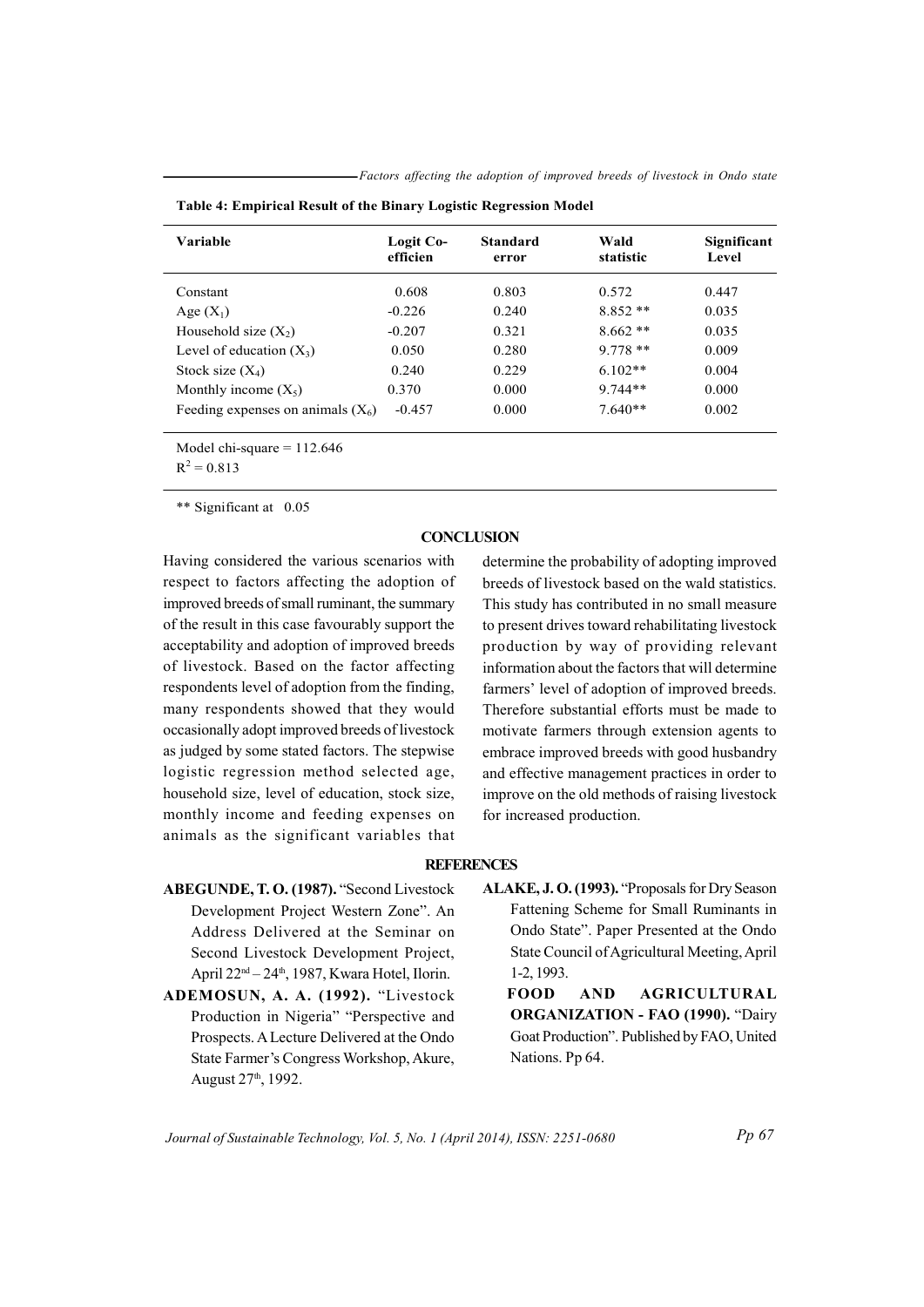**Table 4: Empirical Result of the Binary Logistic Regression Model**

| Variable | Logit Co-efficien | Standard error | Wald statistic | Significant Level |
|---|---|---|---|---|
| Constant | 0.608 | 0.803 | 0.572 | 0.447 |
| Age ($X_1$) | -0.226 | 0.240 | 8.852 ** | 0.035 |
| Household size ($X_2$) | -0.207 | 0.321 | 8.662 ** | 0.035 |
| Level of education ($X_3$) | 0.050 | 0.280 | 9.778 ** | 0.009 |
| Stock size ($X_4$) | 0.240 | 0.229 | 6.102** | 0.004 |
| Monthly income ($X_5$) | 0.370 | 0.000 | 9.744** | 0.000 |
| Feeding expenses on animals ($X_6$) | -0.457 | 0.000 | 7.640** | 0.002 |

Model chi-square = 112.646
$R^2 = 0.813$

** Significant at 0.05

## CONCLUSION

Having considered the various scenarios with respect to factors affecting the adoption of improved breeds of small ruminant, the summary of the result in this case favourably support the acceptability and adoption of improved breeds of livestock. Based on the factor affecting respondents level of adoption from the finding, many respondents showed that they would occasionally adopt improved breeds of livestock as judged by some stated factors. The stepwise logistic regression method selected age, household size, level of education, stock size, monthly income and feeding expenses on animals as the significant variables that determine the probability of adopting improved breeds of livestock based on the wald statistics. This study has contributed in no small measure to present drives toward rehabilitating livestock production by way of providing relevant information about the factors that will determine farmers' level of adoption of improved breeds. Therefore substantial efforts must be made to motivate farmers through extension agents to embrace improved breeds with good husbandry and effective management practices in order to improve on the old methods of raising livestock for increased production.

## REFERENCES

**ABEGUNDE, T. O. (1987).** "Second Livestock Development Project Western Zone". An Address Delivered at the Seminar on Second Livestock Development Project, April 22nd – 24th, 1987, Kwara Hotel, Ilorin.

**ADEMOSUN, A. A. (1992).** "Livestock Production in Nigeria" "Perspective and Prospects. A Lecture Delivered at the Ondo State Farmer's Congress Workshop, Akure, August 27th, 1992.

**ALAKE, J. O. (1993).** "Proposals for Dry Season Fattening Scheme for Small Ruminants in Ondo State". Paper Presented at the Ondo State Council of Agricultural Meeting, April 1-2, 1993.

**FOOD AND AGRICULTURAL ORGANIZATION - FAO (1990).** "Dairy Goat Production". Published by FAO, United Nations. Pp 64.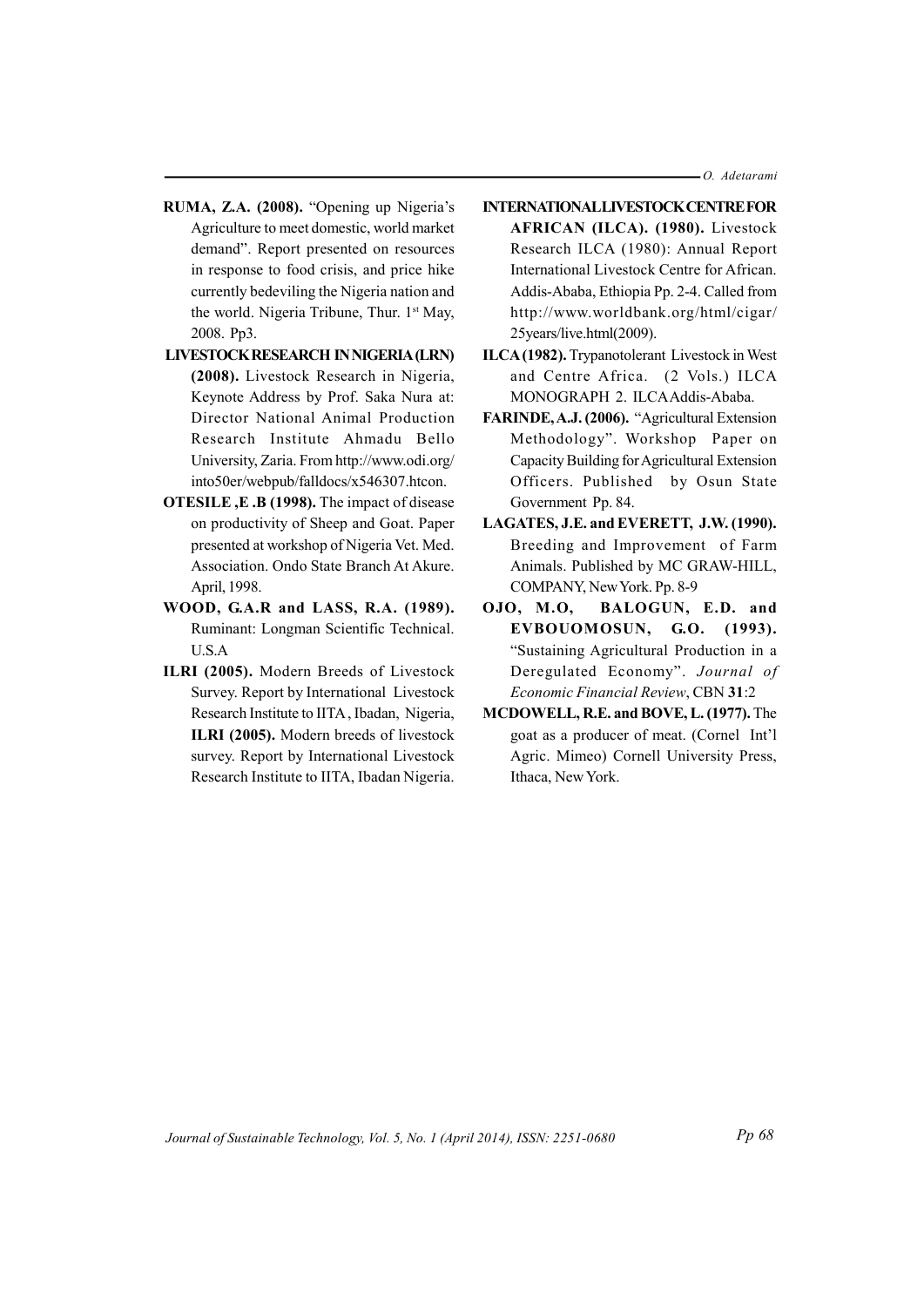**RUMA, Z.A. (2008).** "Opening up Nigeria's Agriculture to meet domestic, world market demand". Report presented on resources in response to food crisis, and price hike currently bedeviling the Nigeria nation and the world. Nigeria Tribune, Thur. 1st May, 2008. Pp3.

**LIVESTOCK RESEARCH IN NIGERIA (LRN) (2008).** Livestock Research in Nigeria, Keynote Address by Prof. Saka Nura at: Director National Animal Production Research Institute Ahmadu Bello University, Zaria. From http://www.odi.org/into50er/webpub/falldocs/x546307.htcon.

**OTESILE ,E .B (1998).** The impact of disease on productivity of Sheep and Goat. Paper presented at workshop of Nigeria Vet. Med. Association. Ondo State Branch At Akure. April, 1998.

**WOOD, G.A.R and LASS, R.A. (1989).** Ruminant: Longman Scientific Technical. U.S.A

**ILRI (2005).** Modern Breeds of Livestock Survey. Report by International Livestock Research Institute to IITA , Ibadan, Nigeria, **ILRI (2005).** Modern breeds of livestock survey. Report by International Livestock Research Institute to IITA, Ibadan Nigeria.

**INTERNATIONAL LIVESTOCK CENTRE FOR AFRICAN (ILCA). (1980).** Livestock Research ILCA (1980): Annual Report International Livestock Centre for African. Addis-Ababa, Ethiopia Pp. 2-4. Called from http://www.worldbank.org/html/cigar/25years/live.html(2009).

**ILCA (1982).** Trypanotolerant Livestock in West and Centre Africa. (2 Vols.) ILCA MONOGRAPH 2. ILCA Addis-Ababa.

**FARINDE, A.J. (2006).** "Agricultural Extension Methodology". Workshop Paper on Capacity Building for Agricultural Extension Officers. Published by Osun State Government Pp. 84.

**LAGATES, J.E. and EVERETT, J.W. (1990).** Breeding and Improvement of Farm Animals. Published by MC GRAW-HILL, COMPANY, New York. Pp. 8-9

**OJO, M.O, BALOGUN, E.D. and EVBOUOMOSUN, G.O. (1993).** "Sustaining Agricultural Production in a Deregulated Economy". *Journal of Economic Financial Review*, CBN **31**:2

**MCDOWELL, R.E. and BOVE, L. (1977).** The goat as a producer of meat. (Cornel Int'l Agric. Mimeo) Cornell University Press, Ithaca, New York.